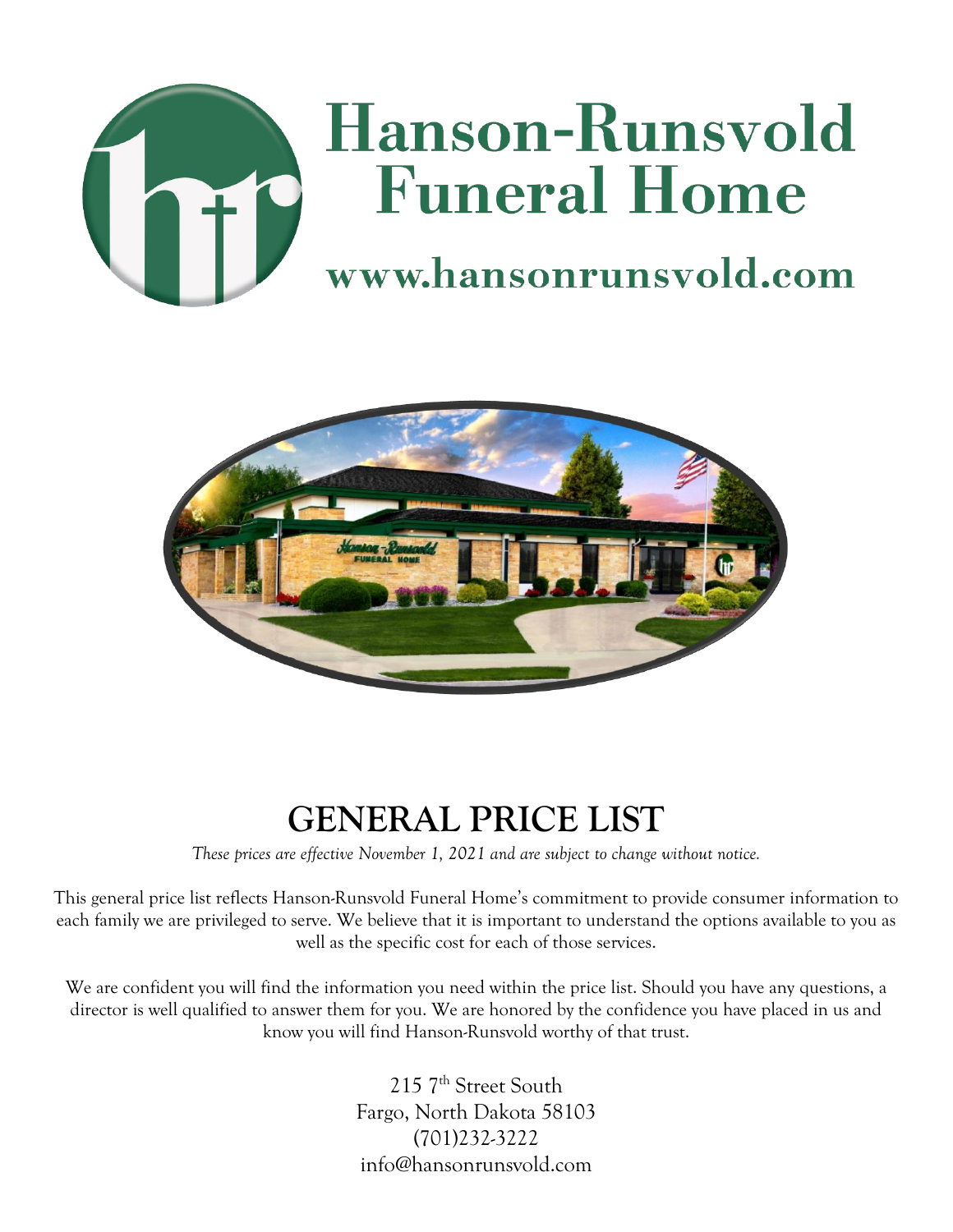# Hanson-Runsvold Funeral Home

www.hansonrunsvold.com

## GENERAL PRICE LIST

*These prices are effective November 1, 2021 and are subject to change without notice.*

This general price list reflects Hanson-Runsvold Funeral Home's commitment to provide consumer information to each family we are privileged to serve. We believe that it is important to understand the options available to you as well as the specific cost for each of those services.

We are confident you will find the information you need within the price list. Should you have any questions, a director is well qualified to answer them for you. We are honored by the confidence you have placed in us and know you will find Hanson-Runsvold worthy of that trust.

215 7th Street South
Fargo, North Dakota 58103
(701)232-3222
info@hansonrunsvold.com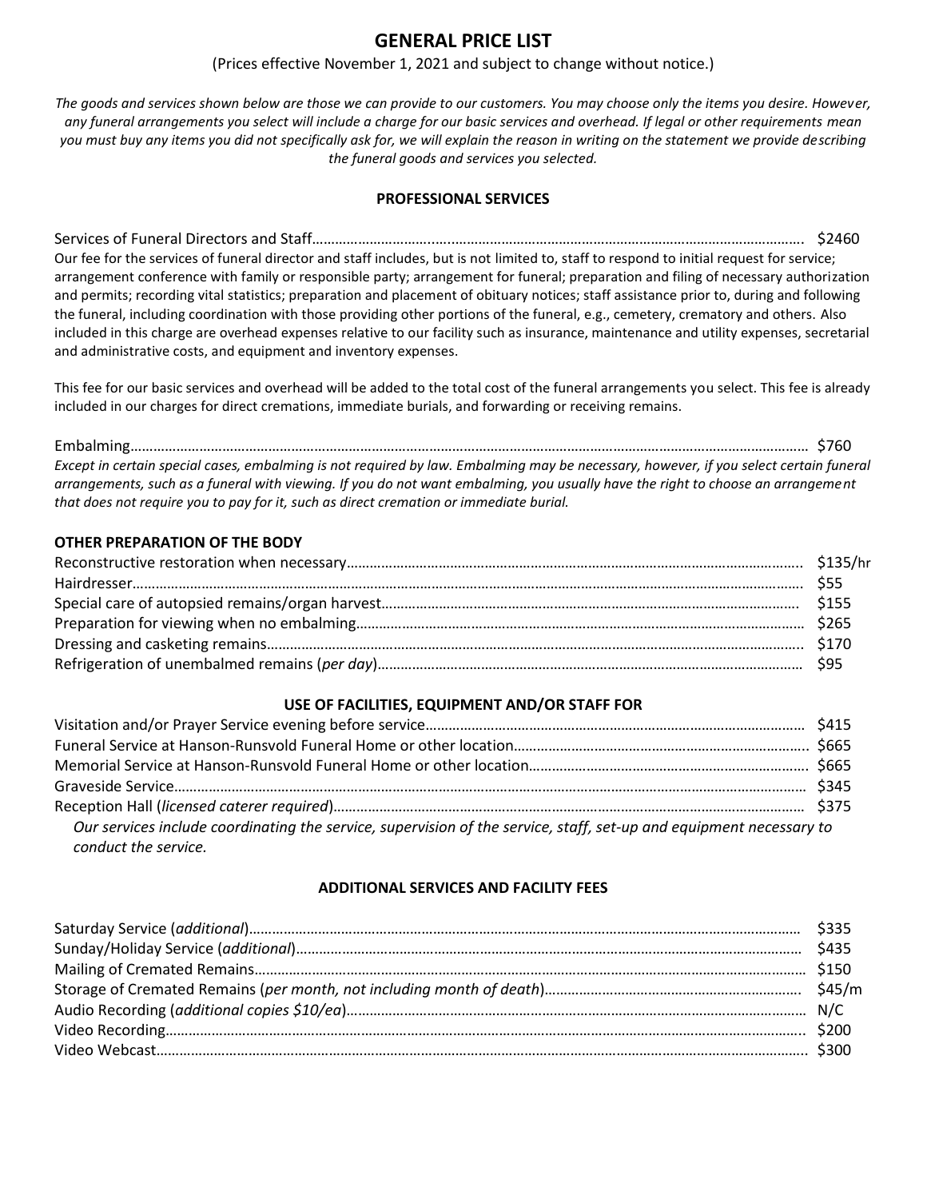# GENERAL PRICE LIST

(Prices effective November 1, 2021 and subject to change without notice.)

*The goods and services shown below are those we can provide to our customers. You may choose only the items you desire. However, any funeral arrangements you select will include a charge for our basic services and overhead. If legal or other requirements mean you must buy any items you did not specifically ask for, we will explain the reason in writing on the statement we provide describing the funeral goods and services you selected.*

## PROFESSIONAL SERVICES

Services of Funeral Directors and Staff………………………………………………………………………………………. $2460

Our fee for the services of funeral director and staff includes, but is not limited to, staff to respond to initial request for service; arrangement conference with family or responsible party; arrangement for funeral; preparation and filing of necessary authorization and permits; recording vital statistics; preparation and placement of obituary notices; staff assistance prior to, during and following the funeral, including coordination with those providing other portions of the funeral, e.g., cemetery, crematory and others. Also included in this charge are overhead expenses relative to our facility such as insurance, maintenance and utility expenses, secretarial and administrative costs, and equipment and inventory expenses.

This fee for our basic services and overhead will be added to the total cost of the funeral arrangements you select. This fee is already included in our charges for direct cremations, immediate burials, and forwarding or receiving remains.

Embalming……………………………………………………………………………………………………………………… $760

*Except in certain special cases, embalming is not required by law. Embalming may be necessary, however, if you select certain funeral arrangements, such as a funeral with viewing. If you do not want embalming, you usually have the right to choose an arrangement that does not require you to pay for it, such as direct cremation or immediate burial.*

### OTHER PREPARATION OF THE BODY

Reconstructive restoration when necessary………………………………………………………………………… $135/hr
Hairdresser……………………………………………………………………………………………………………… $55
Special care of autopsied remains/organ harvest………………………………………………………………… $155
Preparation for viewing when no embalming……………………………………………………………………… $265
Dressing and casketing remains…………………………………………………………………………………… $170
Refrigeration of unembalmed remains (*per day*)………………………………………………………………… $95

## USE OF FACILITIES, EQUIPMENT AND/OR STAFF FOR

Visitation and/or Prayer Service evening before service………………………………………………………… $415
Funeral Service at Hanson-Runsvold Funeral Home or other location…………………………………………… $665
Memorial Service at Hanson-Runsvold Funeral Home or other location………………………………………… $665
Graveside Service………………………………………………………………………………………………………… $345
Reception Hall (*licensed caterer required*)………………………………………………………………………… $375

*Our services include coordinating the service, supervision of the service, staff, set-up and equipment necessary to conduct the service.*

## ADDITIONAL SERVICES AND FACILITY FEES

Saturday Service (*additional*)……………………………………………………………………………………… $335
Sunday/Holiday Service (*additional*)……………………………………………………………………………… $435
Mailing of Cremated Remains……………………………………………………………………………………… $150
Storage of Cremated Remains (*per month, not including month of death*)…………………………………… $45/m
Audio Recording (*additional copies $10/ea*)……………………………………………………………………… N/C
Video Recording……………………………………………………………………………………………………… $200
Video Webcast………………………………………………………………………………………………………… $300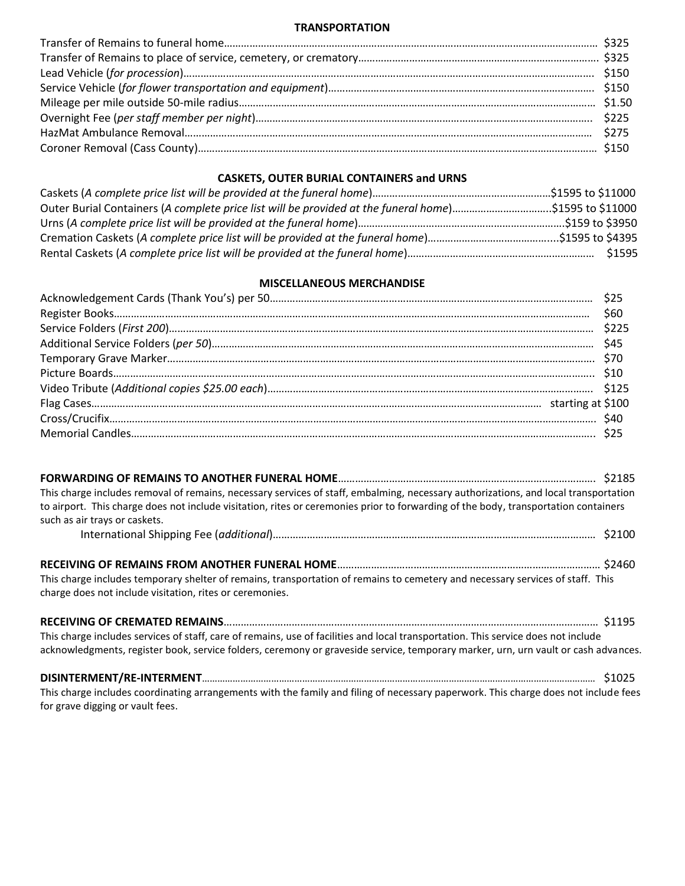## TRANSPORTATION

| Item | Price |
|---|---|
| Transfer of Remains to funeral home | $325 |
| Transfer of Remains to place of service, cemetery, or crematory | $325 |
| Lead Vehicle (*for procession*) | $150 |
| Service Vehicle (*for flower transportation and equipment*) | $150 |
| Mileage per mile outside 50-mile radius | $1.50 |
| Overnight Fee (*per staff member per night*) | $225 |
| HazMat Ambulance Removal | $275 |
| Coroner Removal (Cass County) | $150 |

## CASKETS, OUTER BURIAL CONTAINERS and URNS

| Item | Price |
|---|---|
| Caskets (*A complete price list will be provided at the funeral home*) | $1595 to $11000 |
| Outer Burial Containers (*A complete price list will be provided at the funeral home*) | $1595 to $11000 |
| Urns (*A complete price list will be provided at the funeral home*) | $159 to $3950 |
| Cremation Caskets (*A complete price list will be provided at the funeral home*) | $1595 to $4395 |
| Rental Caskets (*A complete price list will be provided at the funeral home*) | $1595 |

## MISCELLANEOUS MERCHANDISE

| Item | Price |
|---|---|
| Acknowledgement Cards (Thank You's) per 50 | $25 |
| Register Books | $60 |
| Service Folders (*First 200*) | $225 |
| Additional Service Folders (*per 50*) | $45 |
| Temporary Grave Marker | $70 |
| Picture Boards | $10 |
| Video Tribute (*Additional copies $25.00 each*) | $125 |
| Flag Cases | starting at $100 |
| Cross/Crucifix | $40 |
| Memorial Candles | $25 |

**FORWARDING OF REMAINS TO ANOTHER FUNERAL HOME** ........ $2185

This charge includes removal of remains, necessary services of staff, embalming, necessary authorizations, and local transportation to airport. This charge does not include visitation, rites or ceremonies prior to forwarding of the body, transportation containers such as air trays or caskets.

International Shipping Fee (*additional*) ........ $2100

**RECEIVING OF REMAINS FROM ANOTHER FUNERAL HOME** ........ $2460

This charge includes temporary shelter of remains, transportation of remains to cemetery and necessary services of staff. This charge does not include visitation, rites or ceremonies.

**RECEIVING OF CREMATED REMAINS** ........ $1195

This charge includes services of staff, care of remains, use of facilities and local transportation. This service does not include acknowledgments, register book, service folders, ceremony or graveside service, temporary marker, urn, urn vault or cash advances.

**DISINTERMENT/RE-INTERMENT** ........ $1025

This charge includes coordinating arrangements with the family and filing of necessary paperwork. This charge does not include fees for grave digging or vault fees.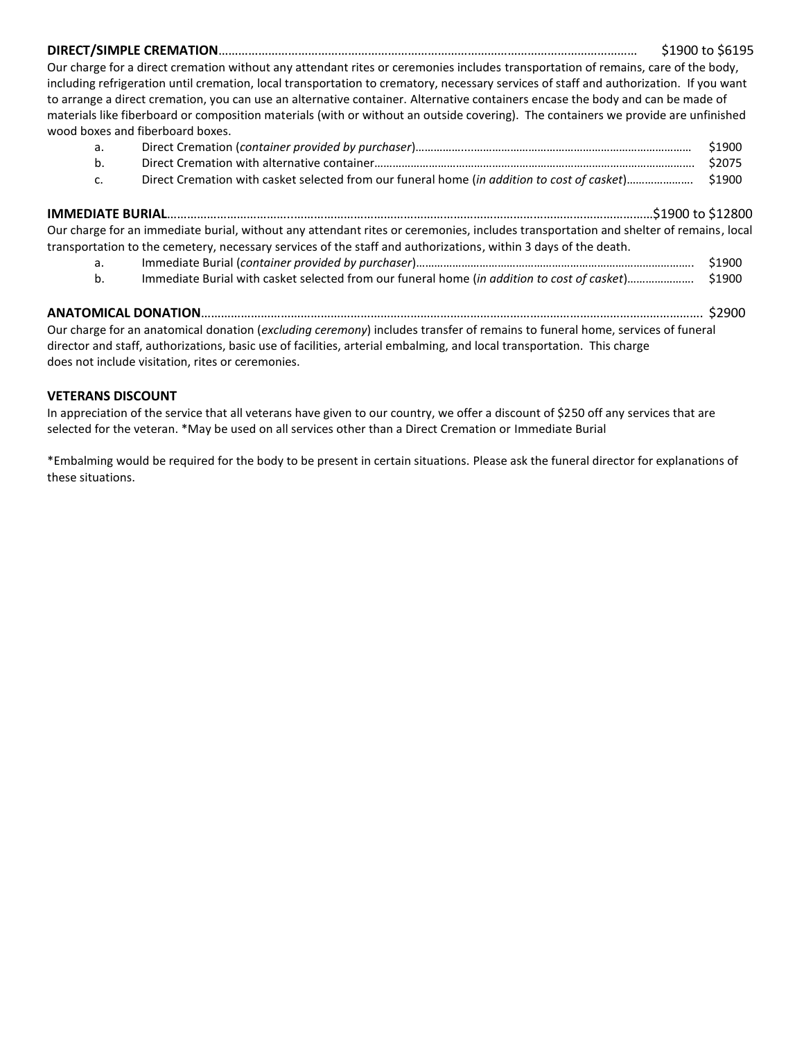**DIRECT/SIMPLE CREMATION**………………………………………………………………………………………………………… $1900 to $6195

Our charge for a direct cremation without any attendant rites or ceremonies includes transportation of remains, care of the body, including refrigeration until cremation, local transportation to crematory, necessary services of staff and authorization. If you want to arrange a direct cremation, you can use an alternative container. Alternative containers encase the body and can be made of materials like fiberboard or composition materials (with or without an outside covering). The containers we provide are unfinished wood boxes and fiberboard boxes.

a. Direct Cremation (*container provided by purchaser*)………………………………………………………………………… $1900
b. Direct Cremation with alternative container………………………………………………………………………………… $2075
c. Direct Cremation with casket selected from our funeral home (*in addition to cost of casket*)………………… $1900

**IMMEDIATE BURIAL**……………………………………………………………………………………………………………………$1900 to $12800

Our charge for an immediate burial, without any attendant rites or ceremonies, includes transportation and shelter of remains, local transportation to the cemetery, necessary services of the staff and authorizations, within 3 days of the death.

a. Immediate Burial (*container provided by purchaser*)…………………………………………………………………………. $1900
b. Immediate Burial with casket selected from our funeral home (*in addition to cost of casket*)………………… $1900

**ANATOMICAL DONATION**………………………………………………………………………………………………………………… $2900

Our charge for an anatomical donation (*excluding ceremony*) includes transfer of remains to funeral home, services of funeral director and staff, authorizations, basic use of facilities, arterial embalming, and local transportation. This charge does not include visitation, rites or ceremonies.

**VETERANS DISCOUNT**

In appreciation of the service that all veterans have given to our country, we offer a discount of $250 off any services that are selected for the veteran. *May be used on all services other than a Direct Cremation or Immediate Burial

*Embalming would be required for the body to be present in certain situations. Please ask the funeral director for explanations of these situations.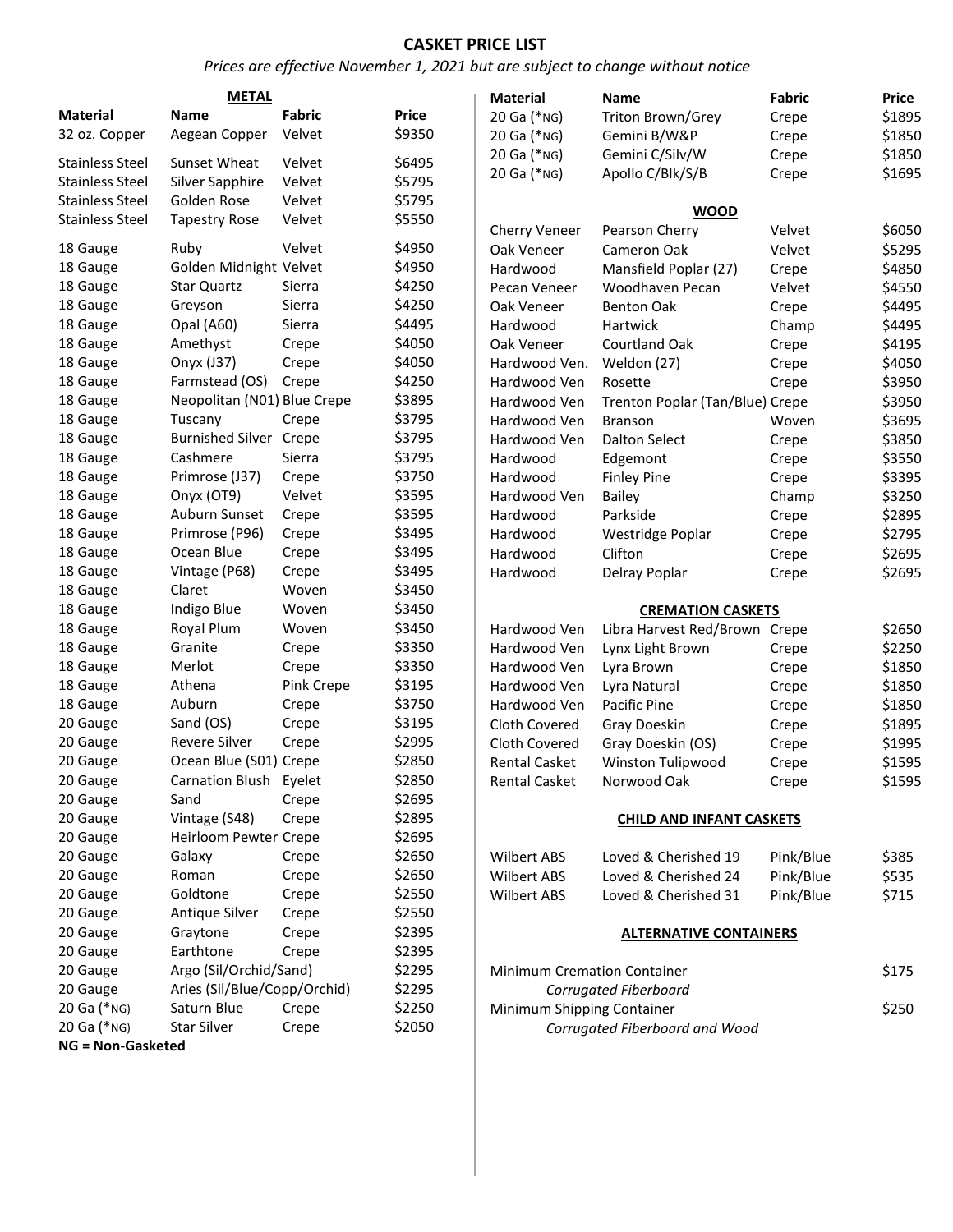# CASKET PRICE LIST

*Prices are effective November 1, 2021 but are subject to change without notice*

## METAL

| Material | Name | Fabric | Price |
|---|---|---|---|
| 32 oz. Copper | Aegean Copper | Velvet | $9350 |
| Stainless Steel | Sunset Wheat | Velvet | $6495 |
| Stainless Steel | Silver Sapphire | Velvet | $5795 |
| Stainless Steel | Golden Rose | Velvet | $5795 |
| Stainless Steel | Tapestry Rose | Velvet | $5550 |
| 18 Gauge | Ruby | Velvet | $4950 |
| 18 Gauge | Golden Midnight | Velvet | $4950 |
| 18 Gauge | Star Quartz | Sierra | $4250 |
| 18 Gauge | Greyson | Sierra | $4250 |
| 18 Gauge | Opal (A60) | Sierra | $4495 |
| 18 Gauge | Amethyst | Crepe | $4050 |
| 18 Gauge | Onyx (J37) | Crepe | $4050 |
| 18 Gauge | Farmstead (OS) | Crepe | $4250 |
| 18 Gauge | Neopolitan (N01) | Blue Crepe | $3895 |
| 18 Gauge | Tuscany | Crepe | $3795 |
| 18 Gauge | Burnished Silver | Crepe | $3795 |
| 18 Gauge | Cashmere | Sierra | $3795 |
| 18 Gauge | Primrose (J37) | Crepe | $3750 |
| 18 Gauge | Onyx (OT9) | Velvet | $3595 |
| 18 Gauge | Auburn Sunset | Crepe | $3595 |
| 18 Gauge | Primrose (P96) | Crepe | $3495 |
| 18 Gauge | Ocean Blue | Crepe | $3495 |
| 18 Gauge | Vintage (P68) | Crepe | $3495 |
| 18 Gauge | Claret | Woven | $3450 |
| 18 Gauge | Indigo Blue | Woven | $3450 |
| 18 Gauge | Royal Plum | Woven | $3450 |
| 18 Gauge | Granite | Crepe | $3350 |
| 18 Gauge | Merlot | Crepe | $3350 |
| 18 Gauge | Athena | Pink Crepe | $3195 |
| 18 Gauge | Auburn | Crepe | $3750 |
| 20 Gauge | Sand (OS) | Crepe | $3195 |
| 20 Gauge | Revere Silver | Crepe | $2995 |
| 20 Gauge | Ocean Blue (S01) | Crepe | $2850 |
| 20 Gauge | Carnation Blush | Eyelet | $2850 |
| 20 Gauge | Sand | Crepe | $2695 |
| 20 Gauge | Vintage (S48) | Crepe | $2895 |
| 20 Gauge | Heirloom Pewter | Crepe | $2695 |
| 20 Gauge | Galaxy | Crepe | $2650 |
| 20 Gauge | Roman | Crepe | $2650 |
| 20 Gauge | Goldtone | Crepe | $2550 |
| 20 Gauge | Antique Silver | Crepe | $2550 |
| 20 Gauge | Graytone | Crepe | $2395 |
| 20 Gauge | Earthtone | Crepe | $2395 |
| 20 Gauge | Argo (Sil/Orchid/Sand) | | $2295 |
| 20 Gauge | Aries (Sil/Blue/Copp/Orchid) | | $2295 |
| 20 Ga (*NG) | Saturn Blue | Crepe | $2250 |
| 20 Ga (*NG) | Star Silver | Crepe | $2050 |
| 20 Ga (*NG) | Triton Brown/Grey | Crepe | $1895 |
| 20 Ga (*NG) | Gemini B/W&P | Crepe | $1850 |
| 20 Ga (*NG) | Gemini C/Silv/W | Crepe | $1850 |
| 20 Ga (*NG) | Apollo C/Blk/S/B | Crepe | $1695 |

**NG = Non-Gasketed**

## WOOD

| Material | Name | Fabric | Price |
|---|---|---|---|
| Cherry Veneer | Pearson Cherry | Velvet | $6050 |
| Oak Veneer | Cameron Oak | Velvet | $5295 |
| Hardwood | Mansfield Poplar (27) | Crepe | $4850 |
| Pecan Veneer | Woodhaven Pecan | Velvet | $4550 |
| Oak Veneer | Benton Oak | Crepe | $4495 |
| Hardwood | Hartwick | Champ | $4495 |
| Oak Veneer | Courtland Oak | Crepe | $4195 |
| Hardwood Ven. | Weldon (27) | Crepe | $4050 |
| Hardwood Ven | Rosette | Crepe | $3950 |
| Hardwood Ven | Trenton Poplar (Tan/Blue) | Crepe | $3950 |
| Hardwood Ven | Branson | Woven | $3695 |
| Hardwood Ven | Dalton Select | Crepe | $3850 |
| Hardwood | Edgemont | Crepe | $3550 |
| Hardwood | Finley Pine | Crepe | $3395 |
| Hardwood Ven | Bailey | Champ | $3250 |
| Hardwood | Parkside | Crepe | $2895 |
| Hardwood | Westridge Poplar | Crepe | $2795 |
| Hardwood | Clifton | Crepe | $2695 |
| Hardwood | Delray Poplar | Crepe | $2695 |

## CREMATION CASKETS

| Material | Name | Fabric | Price |
|---|---|---|---|
| Hardwood Ven | Libra Harvest Red/Brown | Crepe | $2650 |
| Hardwood Ven | Lynx Light Brown | Crepe | $2250 |
| Hardwood Ven | Lyra Brown | Crepe | $1850 |
| Hardwood Ven | Lyra Natural | Crepe | $1850 |
| Hardwood Ven | Pacific Pine | Crepe | $1850 |
| Cloth Covered | Gray Doeskin | Crepe | $1895 |
| Cloth Covered | Gray Doeskin (OS) | Crepe | $1995 |
| Rental Casket | Winston Tulipwood | Crepe | $1595 |
| Rental Casket | Norwood Oak | Crepe | $1595 |

## CHILD AND INFANT CASKETS

| Material | Name | Fabric | Price |
|---|---|---|---|
| Wilbert ABS | Loved & Cherished 19 | Pink/Blue | $385 |
| Wilbert ABS | Loved & Cherished 24 | Pink/Blue | $535 |
| Wilbert ABS | Loved & Cherished 31 | Pink/Blue | $715 |

## ALTERNATIVE CONTAINERS

| Container | Price |
|---|---|
| Minimum Cremation Container *Corrugated Fiberboard* | $175 |
| Minimum Shipping Container *Corrugated Fiberboard and Wood* | $250 |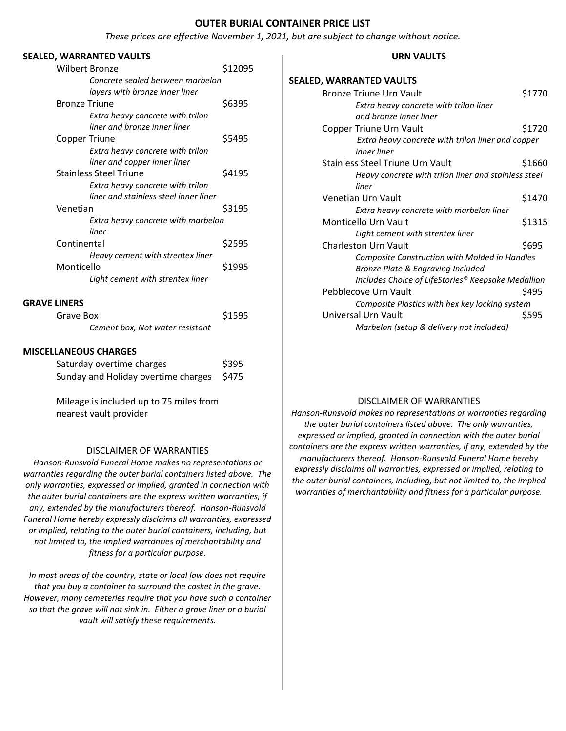# OUTER BURIAL CONTAINER PRICE LIST

*These prices are effective November 1, 2021, but are subject to change without notice.*

## SEALED, WARRANTED VAULTS

| | |
|---|---|
| Wilbert Bronze<br>*Concrete sealed between marbelon layers with bronze inner liner* | $12095 |
| Bronze Triune<br>*Extra heavy concrete with trilon liner and bronze inner liner* | $6395 |
| Copper Triune<br>*Extra heavy concrete with trilon liner and copper inner liner* | $5495 |
| Stainless Steel Triune<br>*Extra heavy concrete with trilon liner and stainless steel inner liner* | $4195 |
| Venetian<br>*Extra heavy concrete with marbelon liner* | $3195 |
| Continental<br>*Heavy cement with strentex liner* | $2595 |
| Monticello<br>*Light cement with strentex liner* | $1995 |

## GRAVE LINERS

| | |
|---|---|
| Grave Box<br>*Cement box, Not water resistant* | $1595 |

## MISCELLANEOUS CHARGES

| | |
|---|---|
| Saturday overtime charges | $395 |
| Sunday and Holiday overtime charges | $475 |

Mileage is included up to 75 miles from nearest vault provider

### DISCLAIMER OF WARRANTIES

*Hanson-Runsvold Funeral Home makes no representations or warranties regarding the outer burial containers listed above. The only warranties, expressed or implied, granted in connection with the outer burial containers are the express written warranties, if any, extended by the manufacturers thereof. Hanson-Runsvold Funeral Home hereby expressly disclaims all warranties, expressed or implied, relating to the outer burial containers, including, but not limited to, the implied warranties of merchantability and fitness for a particular purpose.*

*In most areas of the country, state or local law does not require that you buy a container to surround the casket in the grave. However, many cemeteries require that you have such a container so that the grave will not sink in. Either a grave liner or a burial vault will satisfy these requirements.*

## URN VAULTS

### SEALED, WARRANTED VAULTS

| | |
|---|---|
| Bronze Triune Urn Vault<br>*Extra heavy concrete with trilon liner and bronze inner liner* | $1770 |
| Copper Triune Urn Vault<br>*Extra heavy concrete with trilon liner and copper inner liner* | $1720 |
| Stainless Steel Triune Urn Vault<br>*Heavy concrete with trilon liner and stainless steel liner* | $1660 |
| Venetian Urn Vault<br>*Extra heavy concrete with marbelon liner* | $1470 |
| Monticello Urn Vault<br>*Light cement with strentex liner* | $1315 |
| Charleston Urn Vault<br>*Composite Construction with Molded in Handles*<br>*Bronze Plate & Engraving Included*<br>*Includes Choice of LifeStories® Keepsake Medallion* | $695 |
| Pebblecove Urn Vault<br>*Composite Plastics with hex key locking system* | $495 |
| Universal Urn Vault<br>*Marbelon (setup & delivery not included)* | $595 |

### DISCLAIMER OF WARRANTIES

*Hanson-Runsvold makes no representations or warranties regarding the outer burial containers listed above. The only warranties, expressed or implied, granted in connection with the outer burial containers are the express written warranties, if any, extended by the manufacturers thereof. Hanson-Runsvold Funeral Home hereby expressly disclaims all warranties, expressed or implied, relating to the outer burial containers, including, but not limited to, the implied warranties of merchantability and fitness for a particular purpose.*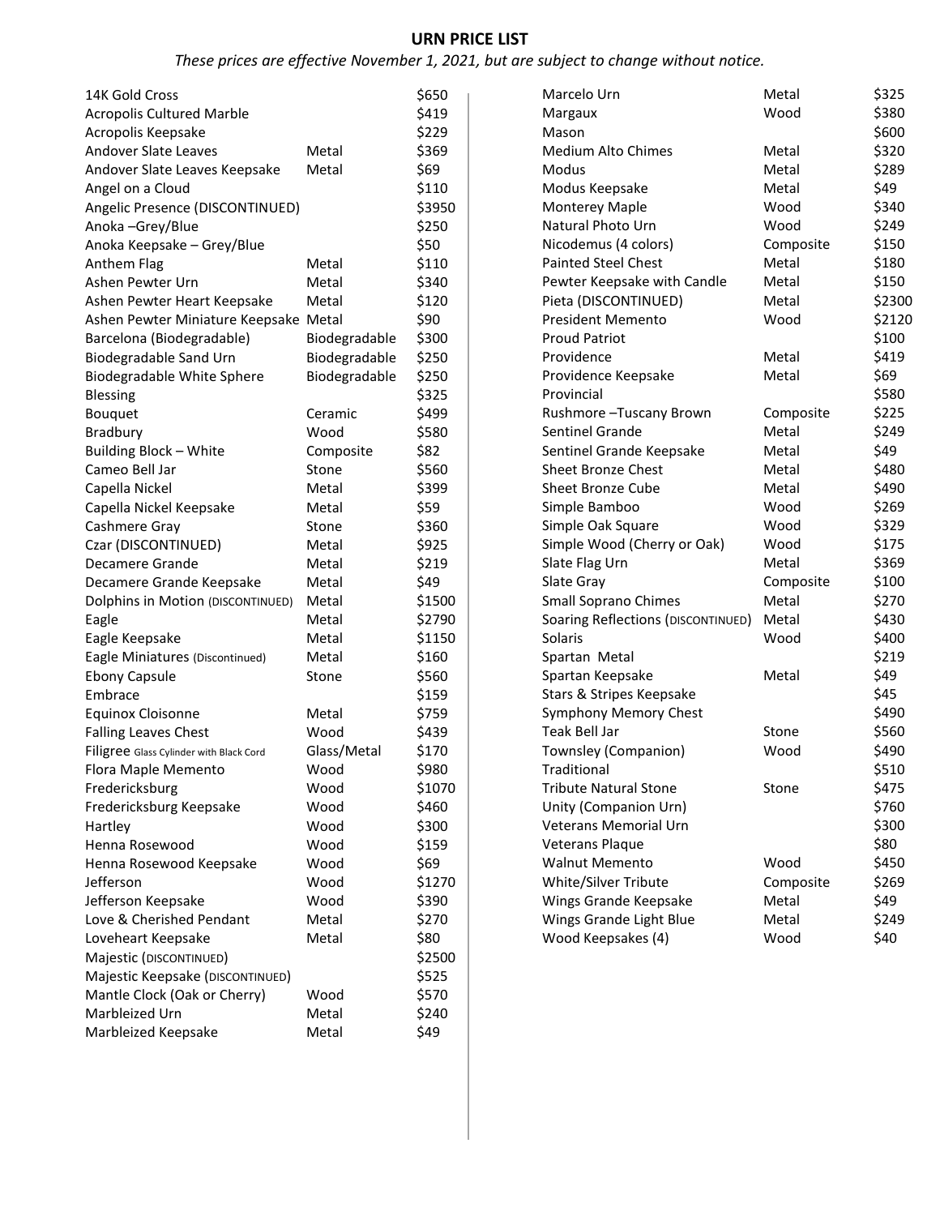# URN PRICE LIST

*These prices are effective November 1, 2021, but are subject to change without notice.*

| | | |
|---|---|---|
| 14K Gold Cross | | $650 |
| Acropolis Cultured Marble | | $419 |
| Acropolis Keepsake | | $229 |
| Andover Slate Leaves | Metal | $369 |
| Andover Slate Leaves Keepsake | Metal | $69 |
| Angel on a Cloud | | $110 |
| Angelic Presence (DISCONTINUED) | | $3950 |
| Anoka –Grey/Blue | | $250 |
| Anoka Keepsake – Grey/Blue | | $50 |
| Anthem Flag | Metal | $110 |
| Ashen Pewter Urn | Metal | $340 |
| Ashen Pewter Heart Keepsake | Metal | $120 |
| Ashen Pewter Miniature Keepsake | Metal | $90 |
| Barcelona (Biodegradable) | Biodegradable | $300 |
| Biodegradable Sand Urn | Biodegradable | $250 |
| Biodegradable White Sphere | Biodegradable | $250 |
| Blessing | | $325 |
| Bouquet | Ceramic | $499 |
| Bradbury | Wood | $580 |
| Building Block – White | Composite | $82 |
| Cameo Bell Jar | Stone | $560 |
| Capella Nickel | Metal | $399 |
| Capella Nickel Keepsake | Metal | $59 |
| Cashmere Gray | Stone | $360 |
| Czar (DISCONTINUED) | Metal | $925 |
| Decamere Grande | Metal | $219 |
| Decamere Grande Keepsake | Metal | $49 |
| Dolphins in Motion (DISCONTINUED) | Metal | $1500 |
| Eagle | Metal | $2790 |
| Eagle Keepsake | Metal | $1150 |
| Eagle Miniatures (Discontinued) | Metal | $160 |
| Ebony Capsule | Stone | $560 |
| Embrace | | $159 |
| Equinox Cloisonne | Metal | $759 |
| Falling Leaves Chest | Wood | $439 |
| Filigree Glass Cylinder with Black Cord | Glass/Metal | $170 |
| Flora Maple Memento | Wood | $980 |
| Fredericksburg | Wood | $1070 |
| Fredericksburg Keepsake | Wood | $460 |
| Hartley | Wood | $300 |
| Henna Rosewood | Wood | $159 |
| Henna Rosewood Keepsake | Wood | $69 |
| Jefferson | Wood | $1270 |
| Jefferson Keepsake | Wood | $390 |
| Love & Cherished Pendant | Metal | $270 |
| Loveheart Keepsake | Metal | $80 |
| Majestic (DISCONTINUED) | | $2500 |
| Majestic Keepsake (DISCONTINUED) | | $525 |
| Mantle Clock (Oak or Cherry) | Wood | $570 |
| Marbleized Urn | Metal | $240 |
| Marbleized Keepsake | Metal | $49 |
| Marcelo Urn | Metal | $325 |
| Margaux | Wood | $380 |
| Mason | | $600 |
| Medium Alto Chimes | Metal | $320 |
| Modus | Metal | $289 |
| Modus Keepsake | Metal | $49 |
| Monterey Maple | Wood | $340 |
| Natural Photo Urn | Wood | $249 |
| Nicodemus (4 colors) | Composite | $150 |
| Painted Steel Chest | Metal | $180 |
| Pewter Keepsake with Candle | Metal | $150 |
| Pieta (DISCONTINUED) | Metal | $2300 |
| President Memento | Wood | $2120 |
| Proud Patriot | | $100 |
| Providence | Metal | $419 |
| Providence Keepsake | Metal | $69 |
| Provincial | | $580 |
| Rushmore –Tuscany Brown | Composite | $225 |
| Sentinel Grande | Metal | $249 |
| Sentinel Grande Keepsake | Metal | $49 |
| Sheet Bronze Chest | Metal | $480 |
| Sheet Bronze Cube | Metal | $490 |
| Simple Bamboo | Wood | $269 |
| Simple Oak Square | Wood | $329 |
| Simple Wood (Cherry or Oak) | Wood | $175 |
| Slate Flag Urn | Metal | $369 |
| Slate Gray | Composite | $100 |
| Small Soprano Chimes | Metal | $270 |
| Soaring Reflections (DISCONTINUED) | Metal | $430 |
| Solaris | Wood | $400 |
| Spartan Metal | | $219 |
| Spartan Keepsake | Metal | $49 |
| Stars & Stripes Keepsake | | $45 |
| Symphony Memory Chest | | $490 |
| Teak Bell Jar | Stone | $560 |
| Townsley (Companion) | Wood | $490 |
| Traditional | | $510 |
| Tribute Natural Stone | Stone | $475 |
| Unity (Companion Urn) | | $760 |
| Veterans Memorial Urn | | $300 |
| Veterans Plaque | | $80 |
| Walnut Memento | Wood | $450 |
| White/Silver Tribute | Composite | $269 |
| Wings Grande Keepsake | Metal | $49 |
| Wings Grande Light Blue | Metal | $249 |
| Wood Keepsakes (4) | Wood | $40 |